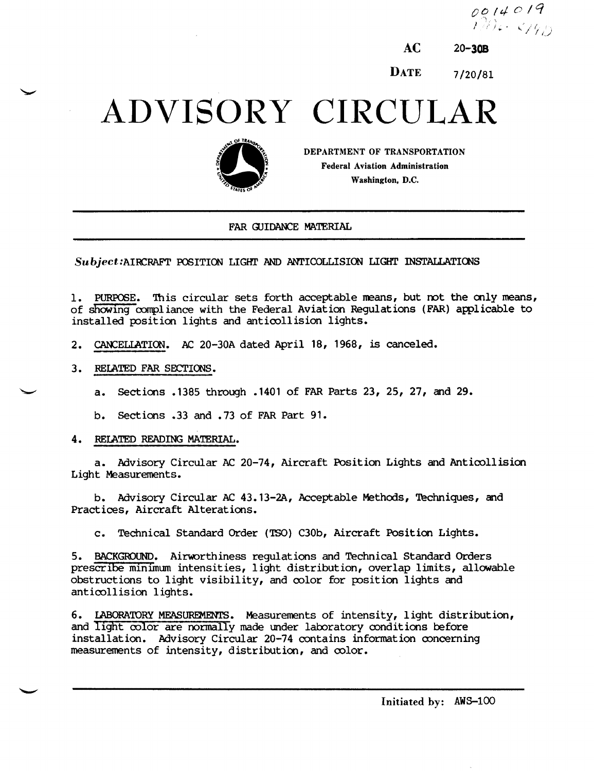AC 20-30B

DATE 7/20/81

# ADVISORY CIRCULAR

DEPARTMENT OF TRANSPORTATION
Federal Aviation Administration
Washington, D.C.

FAR GUIDANCE MATERIAL

*Subject:* AIRCRAFT POSITION LIGHT AND ANTICOLLISION LIGHT INSTALLATIONS

1. PURPOSE. This circular sets forth acceptable means, but not the only means, of showing compliance with the Federal Aviation Regulations (FAR) applicable to installed position lights and anticollision lights.

2. CANCELLATION. AC 20-30A dated April 18, 1968, is canceled.

3. RELATED FAR SECTIONS.

   a. Sections .1385 through .1401 of FAR Parts 23, 25, 27, and 29.

   b. Sections .33 and .73 of FAR Part 91.

4. RELATED READING MATERIAL.

   a. Advisory Circular AC 20-74, Aircraft Position Lights and Anticollision Light Measurements.

   b. Advisory Circular AC 43.13-2A, Acceptable Methods, Techniques, and Practices, Aircraft Alterations.

   c. Technical Standard Order (TSO) C30b, Aircraft Position Lights.

5. BACKGROUND. Airworthiness regulations and Technical Standard Orders prescribe minimum intensities, light distribution, overlap limits, allowable obstructions to light visibility, and color for position lights and anticollision lights.

6. LABORATORY MEASUREMENTS. Measurements of intensity, light distribution, and light color are normally made under laboratory conditions before installation. Advisory Circular 20-74 contains information concerning measurements of intensity, distribution, and color.

Initiated by: AWS-100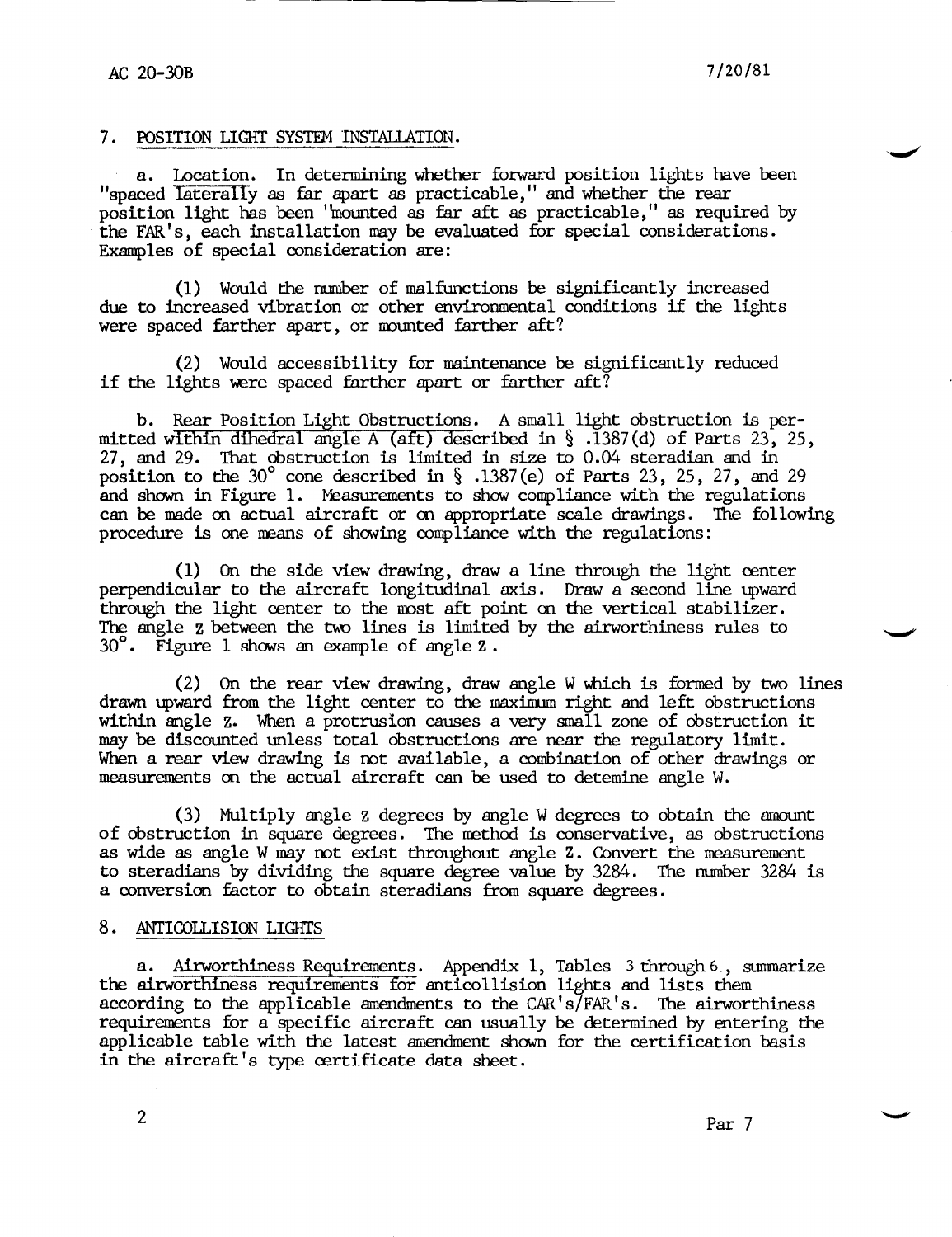## 7. POSITION LIGHT SYSTEM INSTALLATION.

a. Location. In determining whether forward position lights have been "spaced laterally as far apart as practicable," and whether the rear position light has been "mounted as far aft as practicable," as required by the FAR's, each installation may be evaluated for special considerations. Examples of special consideration are:

(1) Would the number of malfunctions be significantly increased due to increased vibration or other environmental conditions if the lights were spaced farther apart, or mounted farther aft?

(2) Would accessibility for maintenance be significantly reduced if the lights were spaced farther apart or farther aft?

b. Rear Position Light Obstructions. A small light obstruction is permitted within dihedral angle A (aft) described in § .1387(d) of Parts 23, 25, 27, and 29. That obstruction is limited in size to 0.04 steradian and in position to the 30° cone described in § .1387(e) of Parts 23, 25, 27, and 29 and shown in Figure 1. Measurements to show compliance with the regulations can be made on actual aircraft or on appropriate scale drawings. The following procedure is one means of showing compliance with the regulations:

(1) On the side view drawing, draw a line through the light center perpendicular to the aircraft longitudinal axis. Draw a second line upward through the light center to the most aft point on the vertical stabilizer. The angle Z between the two lines is limited by the airworthiness rules to 30°. Figure 1 shows an example of angle Z.

(2) On the rear view drawing, draw angle W which is formed by two lines drawn upward from the light center to the maximum right and left obstructions within angle Z. When a protrusion causes a very small zone of obstruction it may be discounted unless total obstructions are near the regulatory limit. When a rear view drawing is not available, a combination of other drawings or measurements on the actual aircraft can be used to detemine angle W.

(3) Multiply angle Z degrees by angle W degrees to obtain the amount of obstruction in square degrees. The method is conservative, as obstructions as wide as angle W may not exist throughout angle Z. Convert the measurement to steradians by dividing the square degree value by 3284. The number 3284 is a conversion factor to obtain steradians from square degrees.

## 8. ANTICOLLISION LIGHTS

a. Airworthiness Requirements. Appendix 1, Tables 3 through 6, summarize the airworthiness requirements for anticollision lights and lists them according to the applicable amendments to the CAR's/FAR's. The airworthiness requirements for a specific aircraft can usually be determined by entering the applicable table with the latest amendment shown for the certification basis in the aircraft's type certificate data sheet.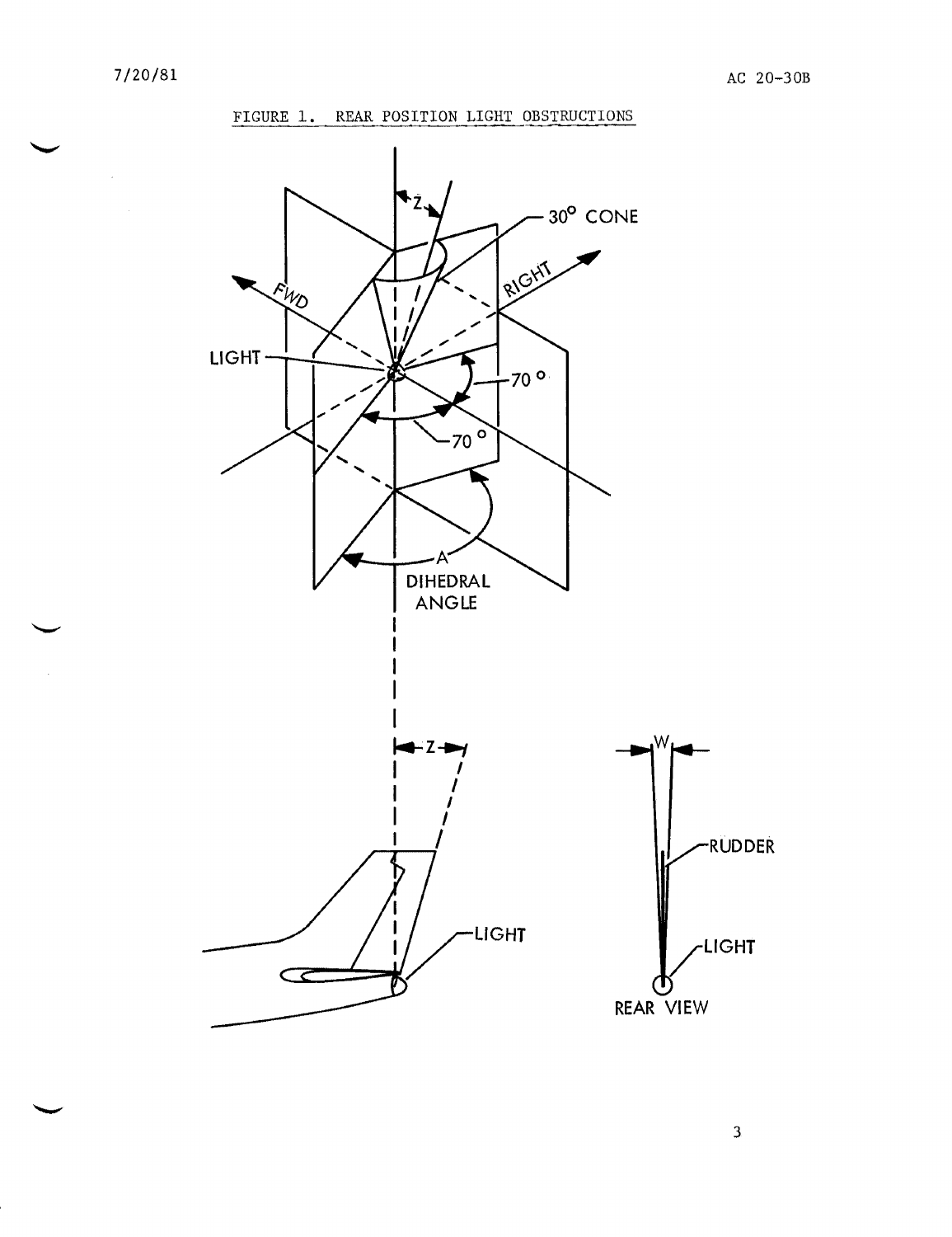FIGURE 1. REAR POSITION LIGHT OBSTRUCTIONS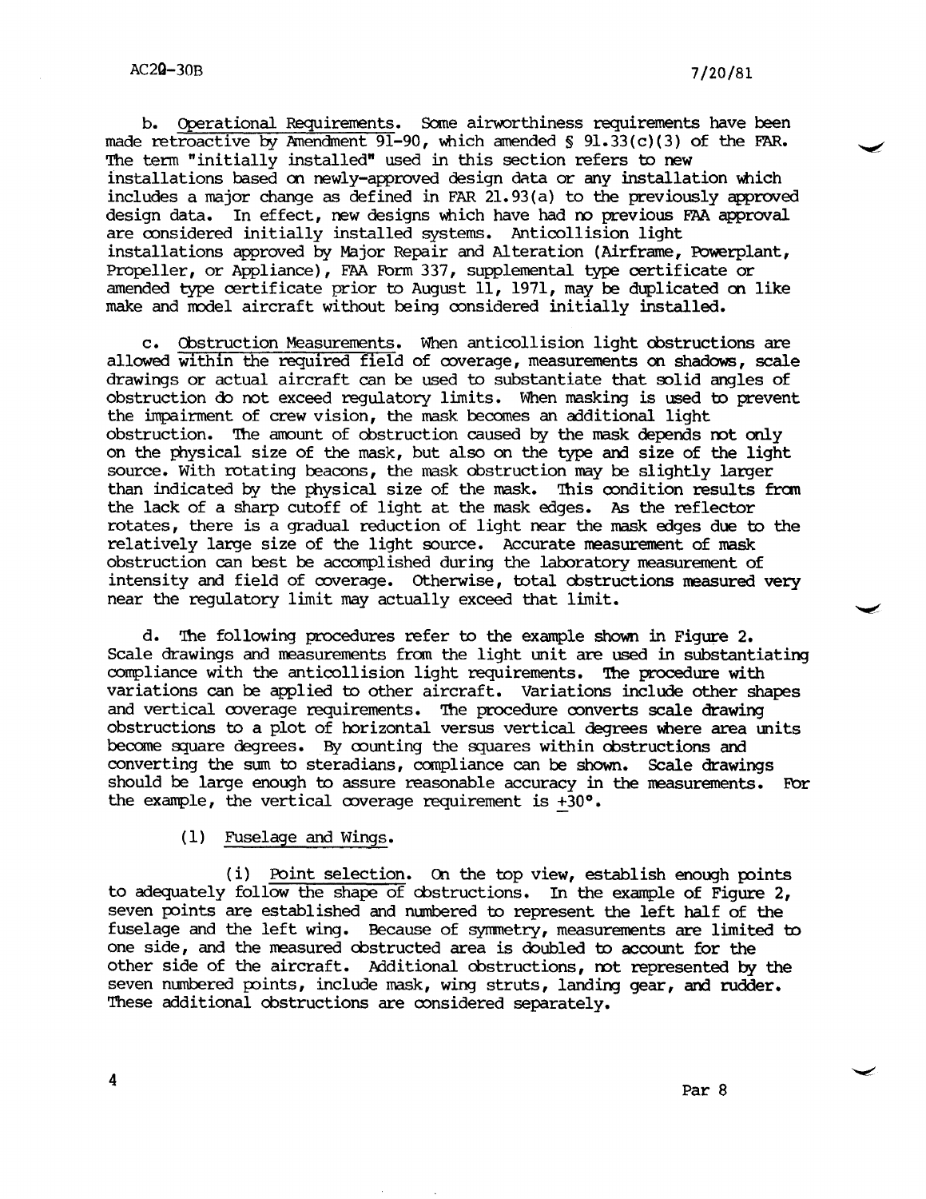b. Operational Requirements. Some airworthiness requirements have been made retroactive by Amendment 91-90, which amended § 91.33(c)(3) of the FAR. The term "initially installed" used in this section refers to new installations based on newly-approved design data or any installation which includes a major change as defined in FAR 21.93(a) to the previously approved design data. In effect, new designs which have had no previous FAA approval are considered initially installed systems. Anticollision light installations approved by Major Repair and Alteration (Airframe, Powerplant, Propeller, or Appliance), FAA Form 337, supplemental type certificate or amended type certificate prior to August 11, 1971, may be duplicated on like make and model aircraft without being considered initially installed.

c. Obstruction Measurements. When anticollision light obstructions are allowed within the required field of coverage, measurements on shadows, scale drawings or actual aircraft can be used to substantiate that solid angles of obstruction do not exceed regulatory limits. When masking is used to prevent the impairment of crew vision, the mask becomes an additional light obstruction. The amount of obstruction caused by the mask depends not only on the physical size of the mask, but also on the type and size of the light source. With rotating beacons, the mask obstruction may be slightly larger than indicated by the physical size of the mask. This condition results from the lack of a sharp cutoff of light at the mask edges. As the reflector rotates, there is a gradual reduction of light near the mask edges due to the relatively large size of the light source. Accurate measurement of mask obstruction can best be accomplished during the laboratory measurement of intensity and field of coverage. Otherwise, total obstructions measured very near the regulatory limit may actually exceed that limit.

d. The following procedures refer to the example shown in Figure 2. Scale drawings and measurements from the light unit are used in substantiating compliance with the anticollision light requirements. The procedure with variations can be applied to other aircraft. Variations include other shapes and vertical coverage requirements. The procedure converts scale drawing obstructions to a plot of horizontal versus vertical degrees where area units become square degrees. By counting the squares within obstructions and converting the sum to steradians, compliance can be shown. Scale drawings should be large enough to assure reasonable accuracy in the measurements. For the example, the vertical coverage requirement is ±30°.

(1) Fuselage and Wings.

(i) Point selection. On the top view, establish enough points to adequately follow the shape of obstructions. In the example of Figure 2, seven points are established and numbered to represent the left half of the fuselage and the left wing. Because of symmetry, measurements are limited to one side, and the measured obstructed area is doubled to account for the other side of the aircraft. Additional obstructions, not represented by the seven numbered points, include mask, wing struts, landing gear, and rudder. These additional obstructions are considered separately.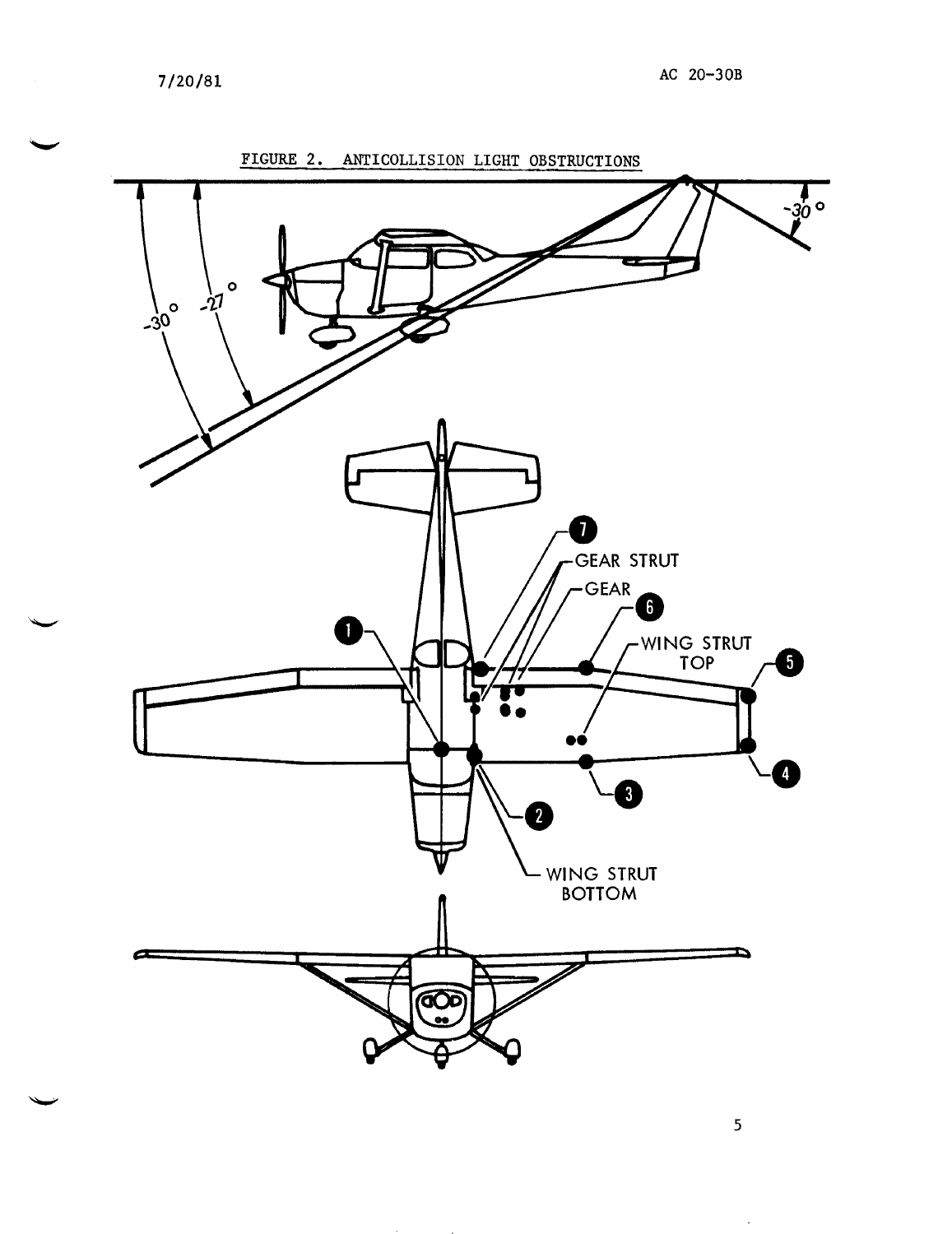FIGURE 2. ANTICOLLISION LIGHT OBSTRUCTIONS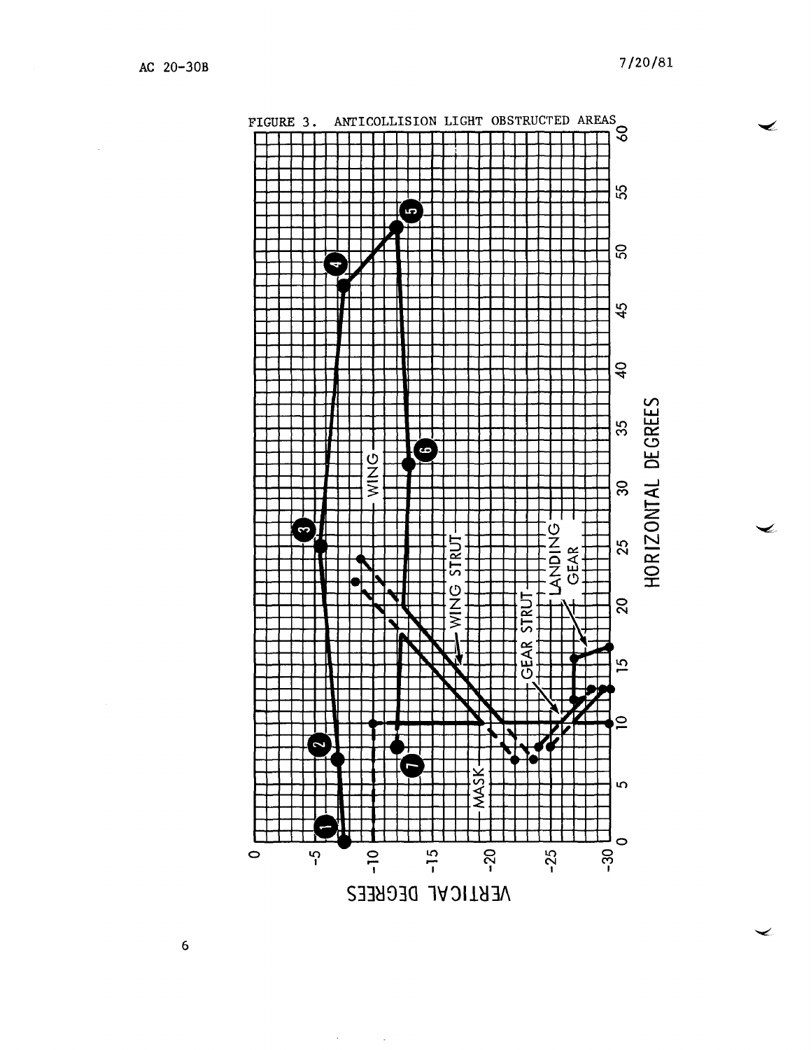FIGURE 3. ANTICOLLISION LIGHT OBSTRUCTED AREAS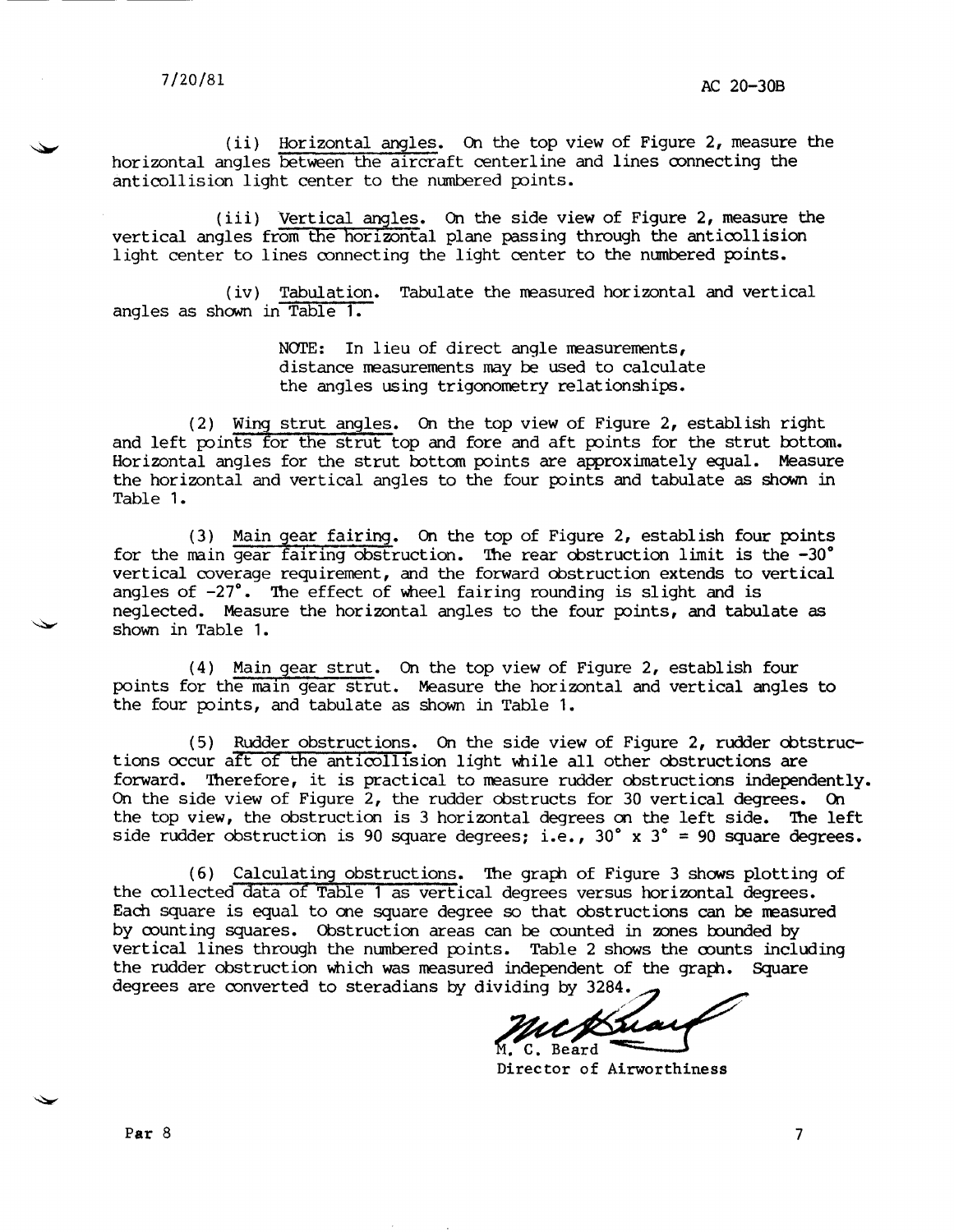(ii) Horizontal angles. On the top view of Figure 2, measure the horizontal angles between the aircraft centerline and lines connecting the anticollision light center to the numbered points.

(iii) Vertical angles. On the side view of Figure 2, measure the vertical angles from the horizontal plane passing through the anticollision light center to lines connecting the light center to the numbered points.

(iv) Tabulation. Tabulate the measured horizontal and vertical angles as shown in Table 1.

> NOTE: In lieu of direct angle measurements, distance measurements may be used to calculate the angles using trigonometry relationships.

(2) Wing strut angles. On the top view of Figure 2, establish right and left points for the strut top and fore and aft points for the strut bottom. Horizontal angles for the strut bottom points are approximately equal. Measure the horizontal and vertical angles to the four points and tabulate as shown in Table 1.

(3) Main gear fairing. On the top of Figure 2, establish four points for the main gear fairing obstruction. The rear obstruction limit is the -30° vertical coverage requirement, and the forward obstruction extends to vertical angles of -27°. The effect of wheel fairing rounding is slight and is neglected. Measure the horizontal angles to the four points, and tabulate as shown in Table 1.

(4) Main gear strut. On the top view of Figure 2, establish four points for the main gear strut. Measure the horizontal and vertical angles to the four points, and tabulate as shown in Table 1.

(5) Rudder obstructions. On the side view of Figure 2, rudder obtstructions occur aft of the anticollision light while all other obstructions are forward. Therefore, it is practical to measure rudder obstructions independently. On the side view of Figure 2, the rudder obstructs for 30 vertical degrees. On the top view, the obstruction is 3 horizontal degrees on the left side. The left side rudder obstruction is 90 square degrees; i.e., 30° x 3° = 90 square degrees.

(6) Calculating obstructions. The graph of Figure 3 shows plotting of the collected data of Table 1 as vertical degrees versus horizontal degrees. Each square is equal to one square degree so that obstructions can be measured by counting squares. Obstruction areas can be counted in zones bounded by vertical lines through the numbered points. Table 2 shows the counts including the rudder obstruction which was measured independent of the graph. Square degrees are converted to steradians by dividing by 3284.

M. C. Beard
Director of Airworthiness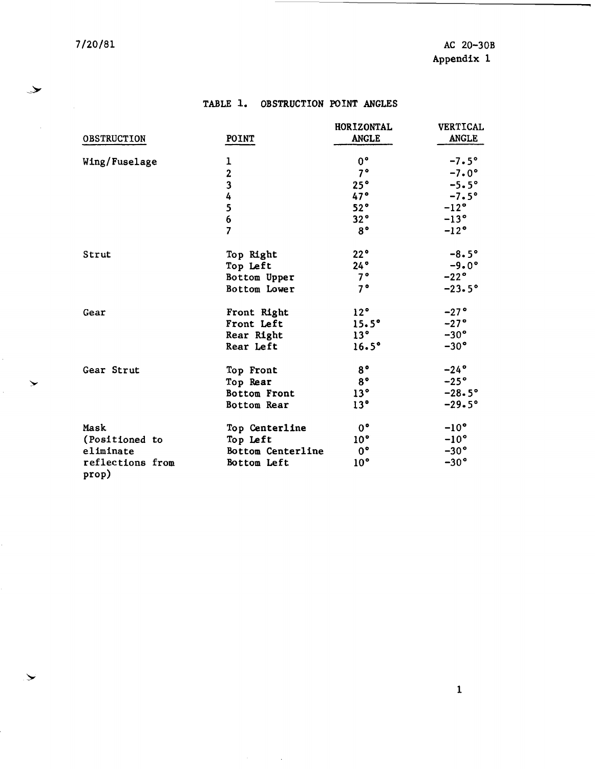## TABLE 1. OBSTRUCTION POINT ANGLES

| OBSTRUCTION | POINT | HORIZONTAL ANGLE | VERTICAL ANGLE |
|---|---|---|---|
| Wing/Fuselage | 1 | 0° | -7.5° |
| | 2 | 7° | -7.0° |
| | 3 | 25° | -5.5° |
| | 4 | 47° | -7.5° |
| | 5 | 52° | -12° |
| | 6 | 32° | -13° |
| | 7 | 8° | -12° |
| Strut | Top Right | 22° | -8.5° |
| | Top Left | 24° | -9.0° |
| | Bottom Upper | 7° | -22° |
| | Bottom Lower | 7° | -23.5° |
| Gear | Front Right | 12° | -27° |
| | Front Left | 15.5° | -27° |
| | Rear Right | 13° | -30° |
| | Rear Left | 16.5° | -30° |
| Gear Strut | Top Front | 8° | -24° |
| | Top Rear | 8° | -25° |
| | Bottom Front | 13° | -28.5° |
| | Bottom Rear | 13° | -29.5° |
| Mask (Positioned to eliminate reflections from prop) | Top Centerline | 0° | -10° |
| | Top Left | 10° | -10° |
| | Bottom Centerline | 0° | -30° |
| | Bottom Left | 10° | -30° |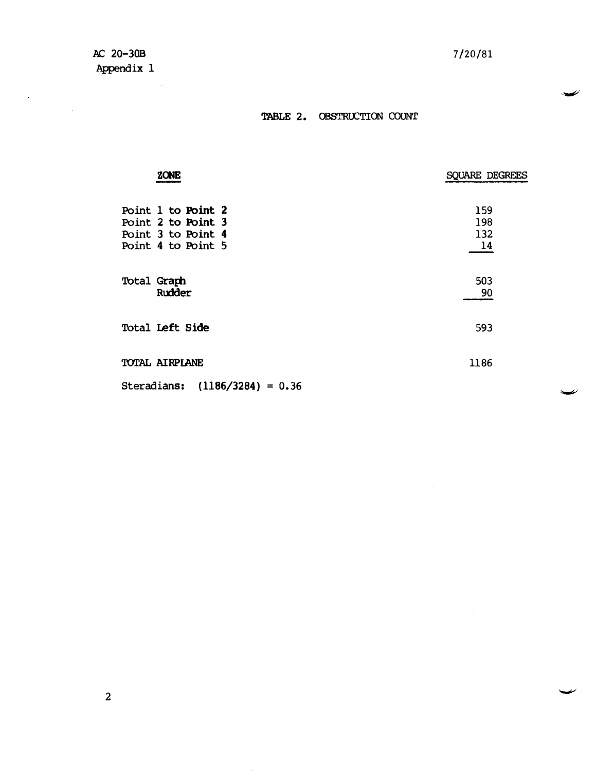## TABLE 2. OBSTRUCTION COUNT

| ZONE | SQUARE DEGREES |
| --- | --- |
| Point 1 to Point 2 | 159 |
| Point 2 to Point 3 | 198 |
| Point 3 to Point 4 | 132 |
| Point 4 to Point 5 | 14 |
| Total Graph | 503 |
| Rudder | 90 |
| Total Left Side | 593 |
| TOTAL AIRPLANE | 1186 |

Steradians: (1186/3284) = 0.36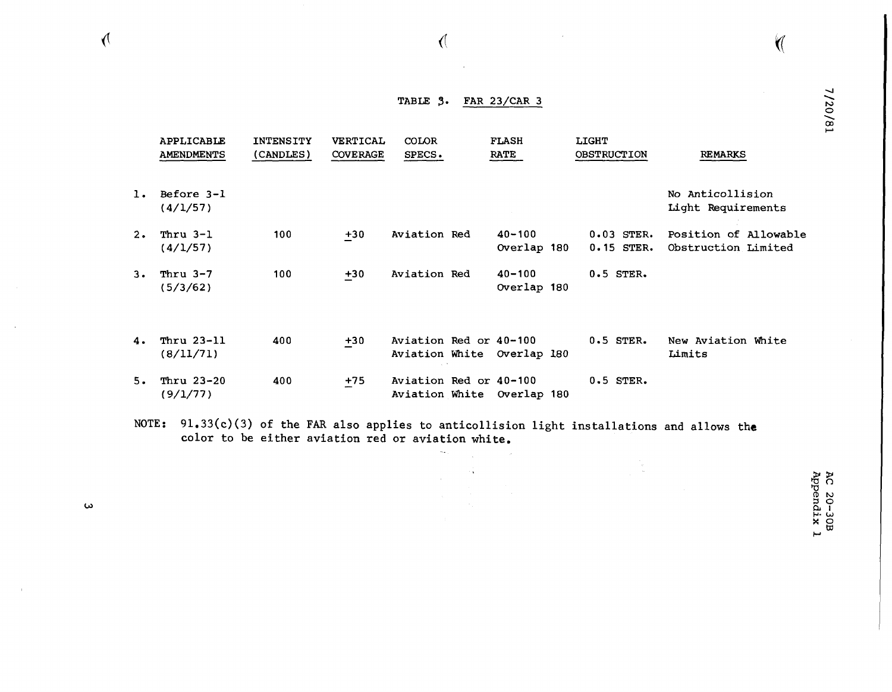TABLE 3. FAR 23/CAR 3

| | APPLICABLE AMENDMENTS | INTENSITY (CANDLES) | VERTICAL COVERAGE | COLOR SPECS. | FLASH RATE | LIGHT OBSTRUCTION | REMARKS |
|---|---|---|---|---|---|---|---|
| 1. | Before 3-1 (4/1/57) | | | | | | No Anticollision Light Requirements |
| 2. | Thru 3-1 (4/1/57) | 100 | ±30 | Aviation Red | 40-100 Overlap 180 | 0.03 STER. 0.15 STER. | Position of Allowable Obstruction Limited |
| 3. | Thru 3-7 (5/3/62) | 100 | ±30 | Aviation Red | 40-100 Overlap 180 | 0.5 STER. | |
| 4. | Thru 23-11 (8/11/71) | 400 | ±30 | Aviation Red or Aviation White | 40-100 Overlap 180 | 0.5 STER. | New Aviation White Limits |
| 5. | Thru 23-20 (9/1/77) | 400 | ±75 | Aviation Red or Aviation White | 40-100 Overlap 180 | 0.5 STER. | |

NOTE: 91.33(c)(3) of the FAR also applies to anticollision light installations and allows the color to be either aviation red or aviation white.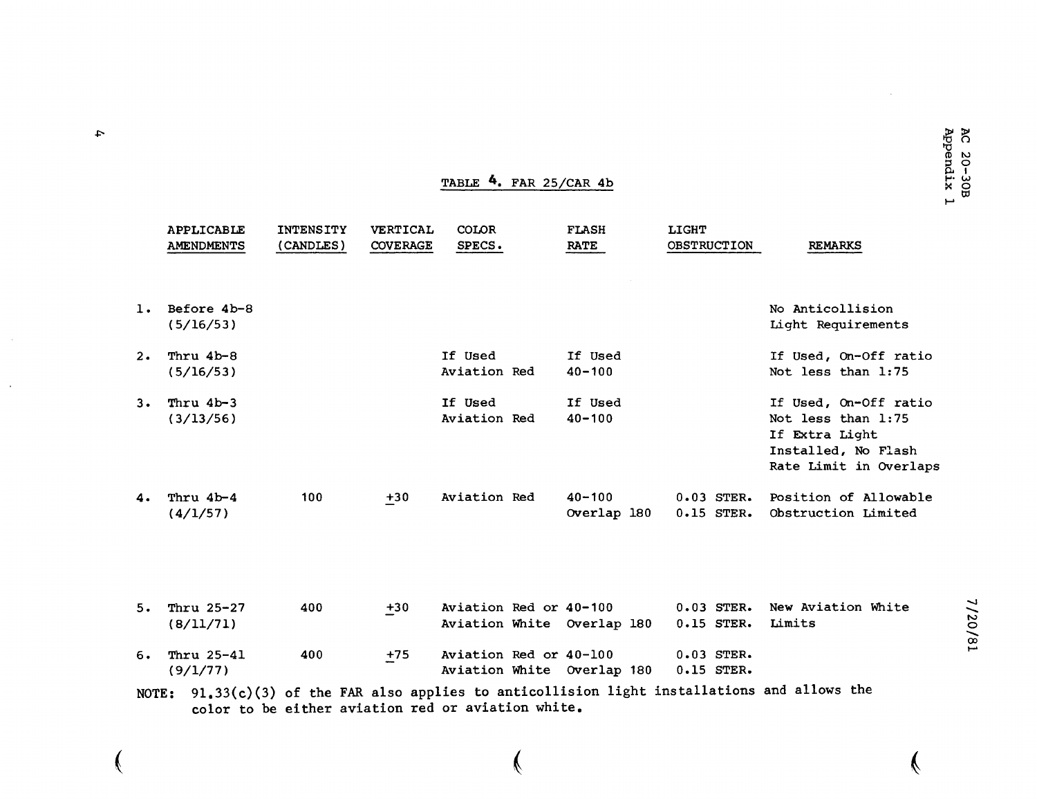TABLE 4. FAR 25/CAR 4b

| | APPLICABLE AMENDMENTS | INTENSITY (CANDLES) | VERTICAL COVERAGE | COLOR SPECS. | FLASH RATE | LIGHT OBSTRUCTION | REMARKS |
|---|---|---|---|---|---|---|---|
| 1. | Before 4b-8 (5/16/53) | | | | | | No Anticollision Light Requirements |
| 2. | Thru 4b-8 (5/16/53) | | | If Used Aviation Red | If Used 40-100 | | If Used, On-Off ratio Not less than 1:75 |
| 3. | Thru 4b-3 (3/13/56) | | | If Used Aviation Red | If Used 40-100 | | If Used, On-Off ratio Not less than 1:75 If Extra Light Installed, No Flash Rate Limit in Overlaps |
| 4. | Thru 4b-4 (4/1/57) | 100 | $\pm 30$ | Aviation Red | 40-100 Overlap 180 | 0.03 STER. 0.15 STER. | Position of Allowable Obstruction Limited |
| 5. | Thru 25-27 (8/11/71) | 400 | $\pm 30$ | Aviation Red or Aviation White | 40-100 Overlap 180 | 0.03 STER. 0.15 STER. | New Aviation White Limits |
| 6. | Thru 25-41 (9/1/77) | 400 | $\pm 75$ | Aviation Red or Aviation White | 40-100 Overlap 180 | 0.03 STER. 0.15 STER. | |

NOTE: 91.33(c)(3) of the FAR also applies to anticollision light installations and allows the color to be either aviation red or aviation white.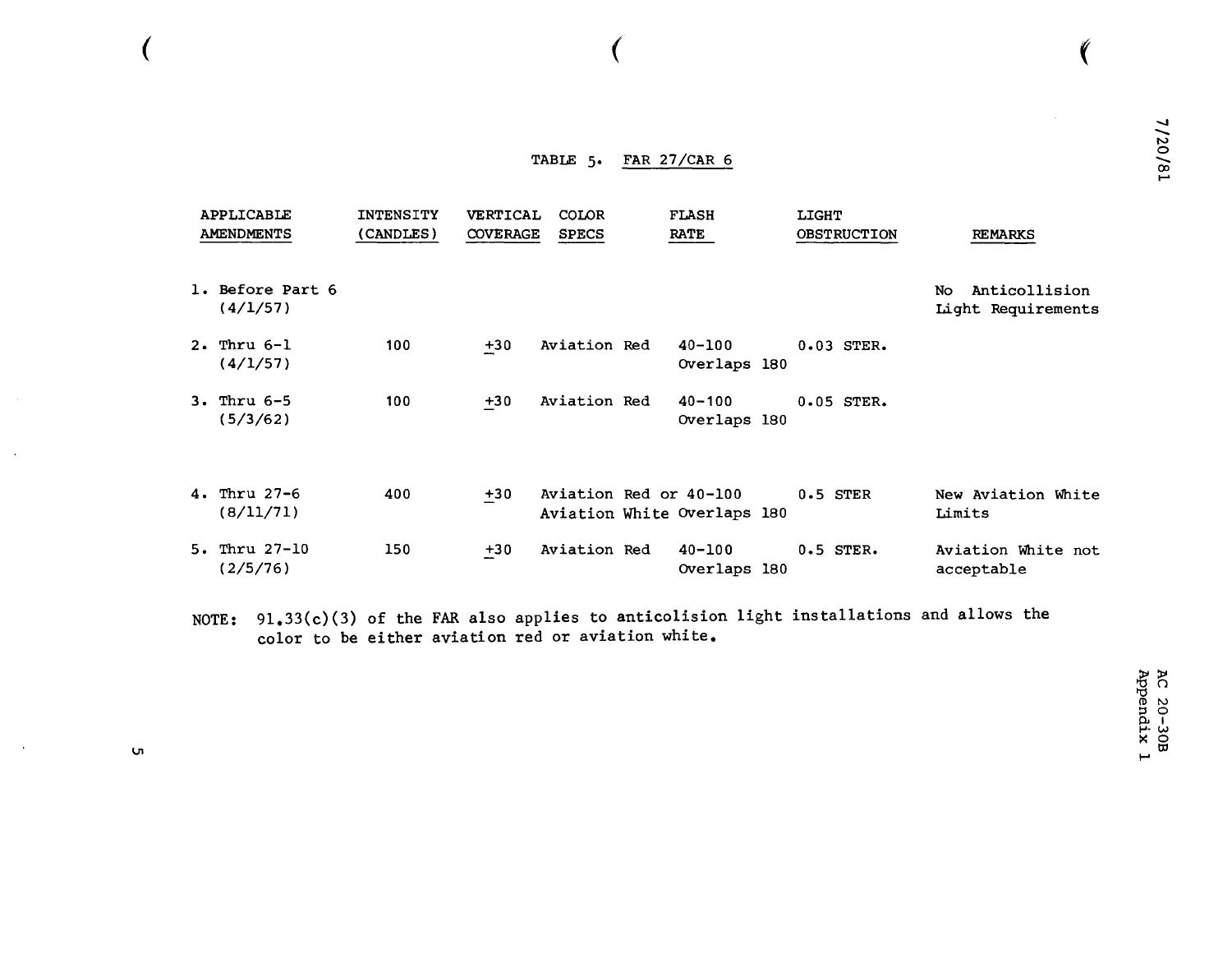TABLE 5. FAR 27/CAR 6

| APPLICABLE AMENDMENTS | INTENSITY (CANDLES) | VERTICAL COVERAGE | COLOR SPECS | FLASH RATE | LIGHT OBSTRUCTION | REMARKS |
|---|---|---|---|---|---|---|
| 1. Before Part 6 (4/1/57) | | | | | | No Anticollision Light Requirements |
| 2. Thru 6-1 (4/1/57) | 100 | ±30 | Aviation Red | 40-100 Overlaps 180 | 0.03 STER. | |
| 3. Thru 6-5 (5/3/62) | 100 | ±30 | Aviation Red | 40-100 Overlaps 180 | 0.05 STER. | |
| 4. Thru 27-6 (8/11/71) | 400 | ±30 | Aviation Red or Aviation White | 40-100 Overlaps 180 | 0.5 STER | New Aviation White Limits |
| 5. Thru 27-10 (2/5/76) | 150 | ±30 | Aviation Red | 40-100 Overlaps 180 | 0.5 STER. | Aviation White not acceptable |

NOTE: 91.33(c)(3) of the FAR also applies to anticolision light installations and allows the color to be either aviation red or aviation white.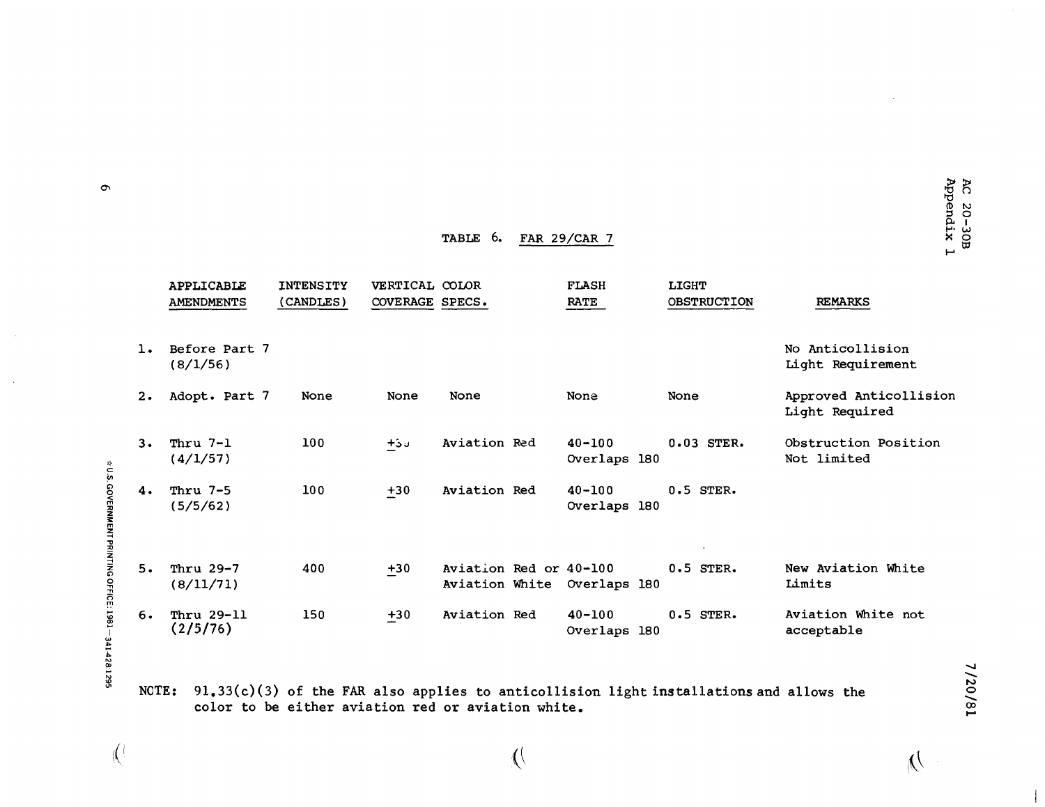TABLE 6. FAR 29/CAR 7

| | APPLICABLE AMENDMENTS | INTENSITY (CANDLES) | VERTICAL COVERAGE | COLOR SPECS. | FLASH RATE | LIGHT OBSTRUCTION | REMARKS |
|---|---|---|---|---|---|---|---|
| 1. | Before Part 7 (8/1/56) | | | | | | No Anticollision Light Requirement |
| 2. | Adopt. Part 7 | None | None | None | None | None | Approved Anticollision Light Required |
| 3. | Thru 7-1 (4/1/57) | 100 | ±30 | Aviation Red | 40-100 Overlaps 180 | 0.03 STER. | Obstruction Position Not limited |
| 4. | Thru 7-5 (5/5/62) | 100 | ±30 | Aviation Red | 40-100 Overlaps 180 | 0.5 STER. | |
| 5. | Thru 29-7 (8/11/71) | 400 | ±30 | Aviation Red or Aviation White | 40-100 Overlaps 180 | 0.5 STER. | New Aviation White Limits |
| 6. | Thru 29-11 (2/5/76) | 150 | ±30 | Aviation Red | 40-100 Overlaps 180 | 0.5 STER. | Aviation White not acceptable |

NOTE: 91.33(c)(3) of the FAR also applies to anticollision light installations and allows the color to be either aviation red or aviation white.